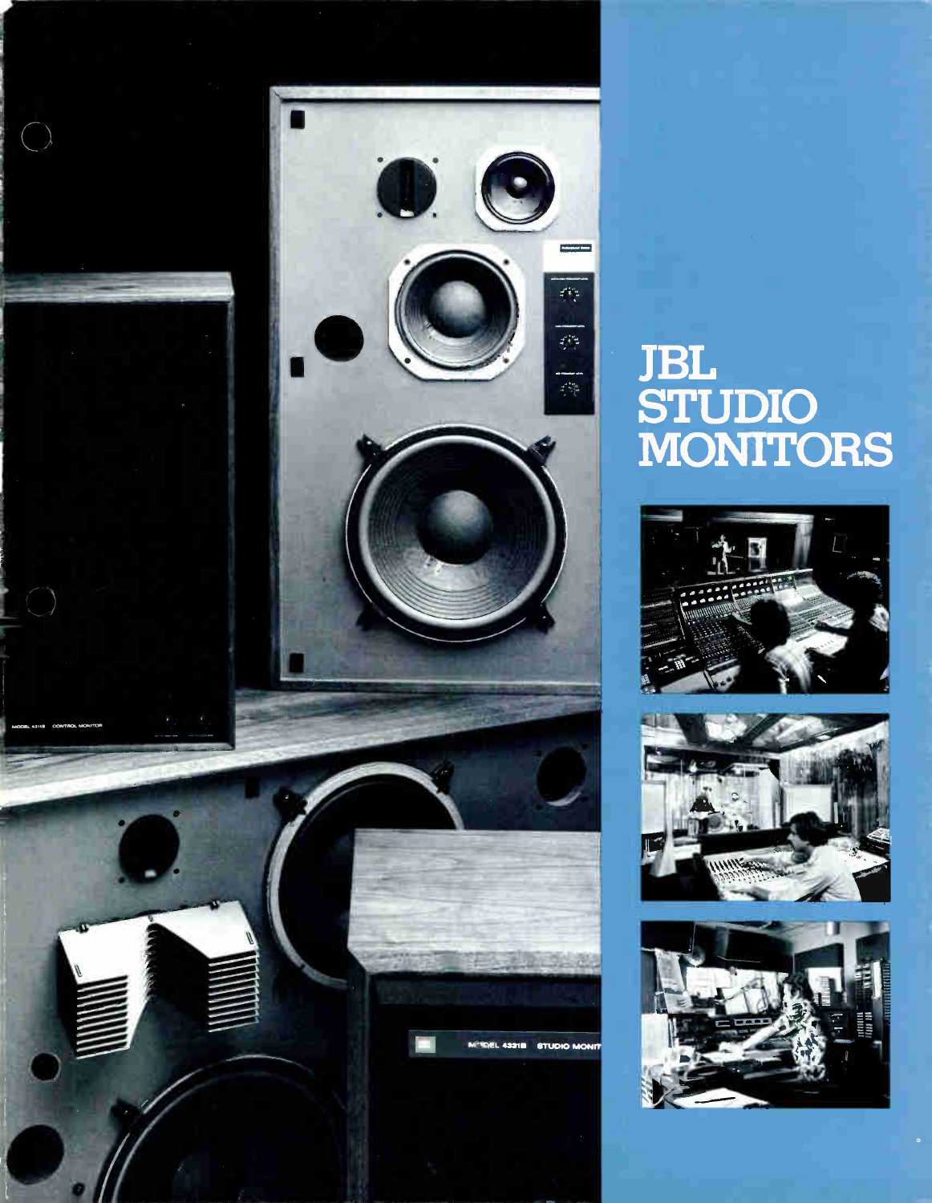# JBL STUDIO MONITORS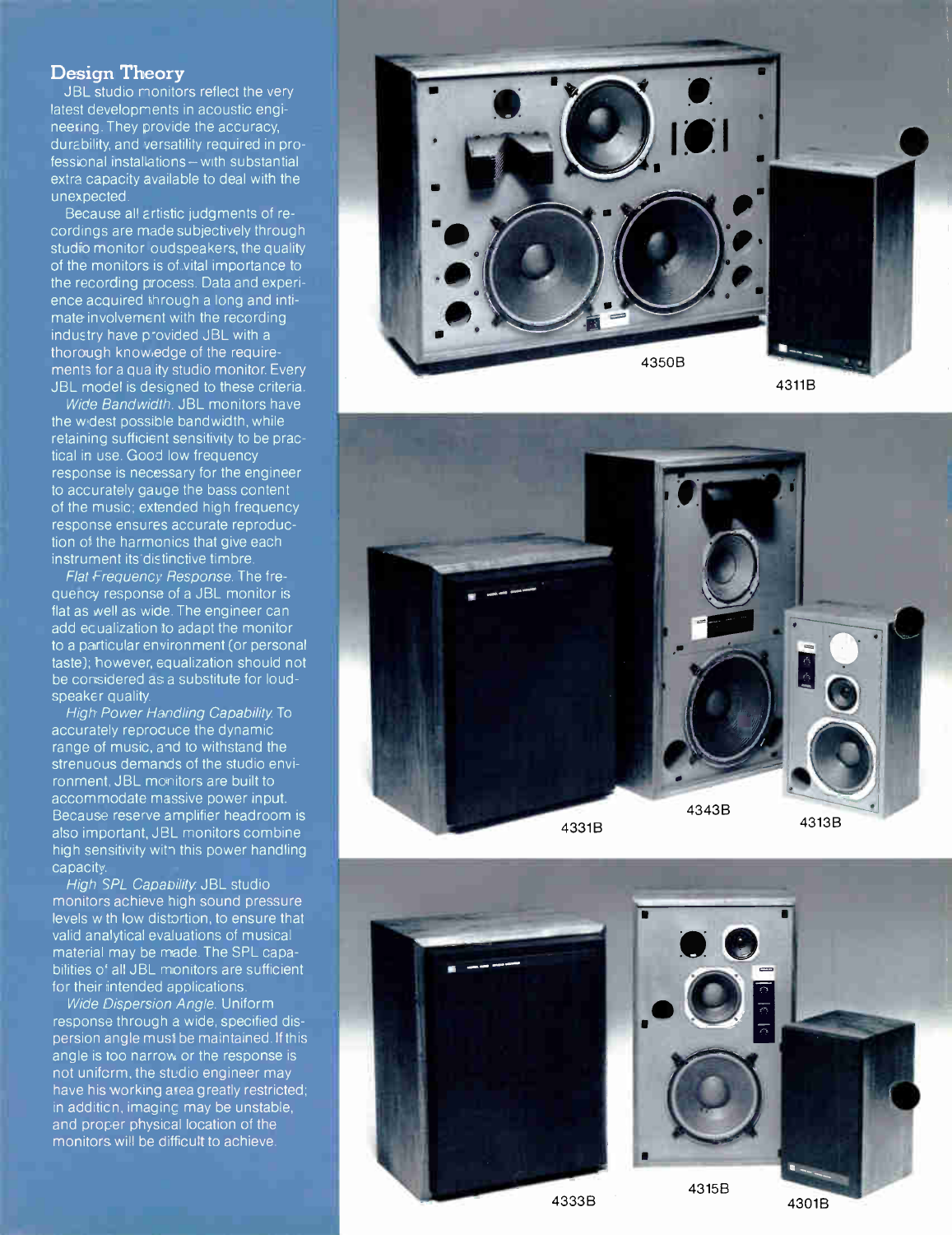## Design Theory

JBL studio monitors reflect the very latest developments in acoustic engineering. They provide the accuracy, durability, and versatility required in professional installations—with substantial extra capacity available to deal with the unexpected.

Because all artistic judgments of recordings are made subjectively through studio monitor loudspeakers, the quality of the monitors is of vital importance to the recording process. Data and experience acquired through a long and intimate involvement with the recording industry have provided JBL with a thorough knowledge of the requirements for a quality studio monitor. Every JBL model is designed to these criteria.

*Wide Bandwidth.* JBL monitors have the widest possible bandwidth, while retaining sufficient sensitivity to be practical in use. Good low frequency response is necessary for the engineer to accurately gauge the bass content of the music; extended high frequency response ensures accurate reproduction of the harmonics that give each instrument its distinctive timbre.

*Flat Frequency Response.* The frequency response of a JBL monitor is flat as well as wide. The engineer can add equalization to adapt the monitor to a particular environment (or personal taste); however, equalization should not be considered as a substitute for loudspeaker quality.

*High Power Handling Capability.* To accurately reproduce the dynamic range of music, and to withstand the strenuous demands of the studio environment, JBL monitors are built to accommodate massive power input. Because reserve amplifier headroom is also important, JBL monitors combine high sensitivity with this power handling capacity.

*High SPL Capability.* JBL studio monitors achieve high sound pressure levels with low distortion, to ensure that valid analytical evaluations of musical material may be made. The SPL capabilities of all JBL monitors are sufficient for their intended applications.

*Wide Dispersion Angle.* Uniform response through a wide, specified dispersion angle must be maintained. If this angle is too narrow or the response is not uniform, the studio engineer may have his working area greatly restricted; in addition, imaging may be unstable, and proper physical location of the monitors will be difficult to achieve.

4350B

4311B

4331B

4343B

4313B

4333B

4315B

4301B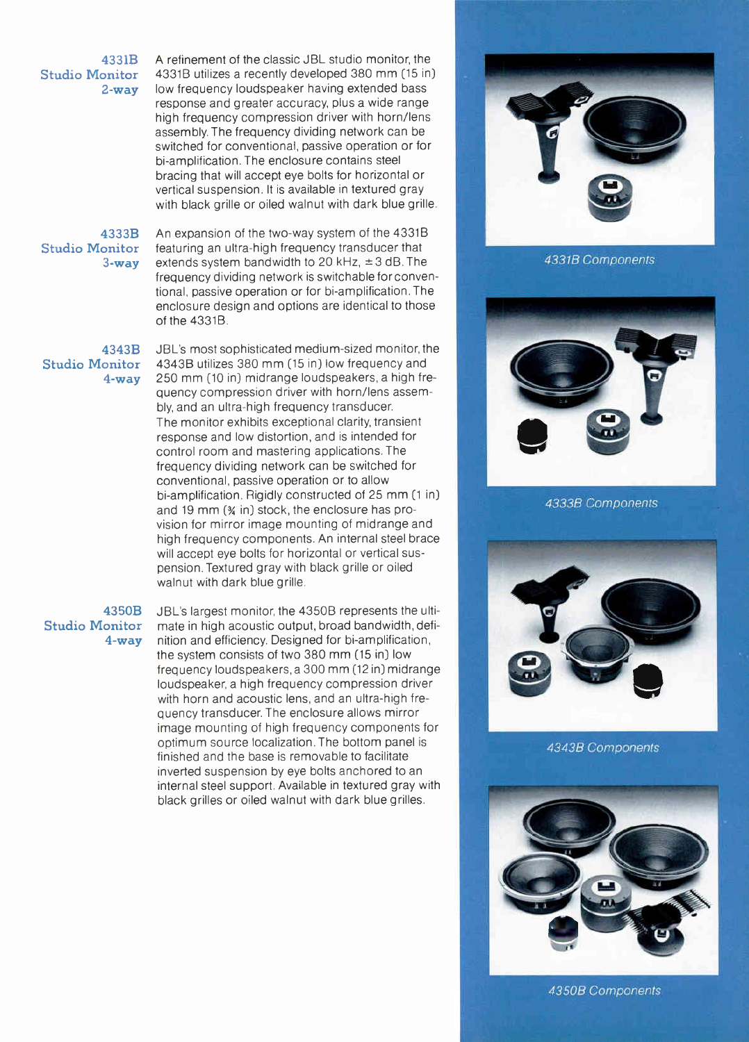### 4331B Studio Monitor 2-way

A refinement of the classic JBL studio monitor, the 4331B utilizes a recently developed 380 mm (15 in) low frequency loudspeaker having extended bass response and greater accuracy, plus a wide range high frequency compression driver with horn/lens assembly. The frequency dividing network can be switched for conventional, passive operation or for bi-amplification. The enclosure contains steel bracing that will accept eye bolts for horizontal or vertical suspension. It is available in textured gray with black grille or oiled walnut with dark blue grille.

### 4333B Studio Monitor 3-way

An expansion of the two-way system of the 4331B featuring an ultra-high frequency transducer that extends system bandwidth to 20 kHz, ±3 dB. The frequency dividing network is switchable for conventional, passive operation or for bi-amplification. The enclosure design and options are identical to those of the 4331B.

### 4343B Studio Monitor 4-way

JBL's most sophisticated medium-sized monitor, the 4343B utilizes 380 mm (15 in) low frequency and 250 mm (10 in) midrange loudspeakers, a high frequency compression driver with horn/lens assembly, and an ultra-high frequency transducer. The monitor exhibits exceptional clarity, transient response and low distortion, and is intended for control room and mastering applications. The frequency dividing network can be switched for conventional, passive operation or to allow bi-amplification. Rigidly constructed of 25 mm (1 in) and 19 mm (¾ in) stock, the enclosure has provision for mirror image mounting of midrange and high frequency components. An internal steel brace will accept eye bolts for horizontal or vertical suspension. Textured gray with black grille or oiled walnut with dark blue grille.

### 4350B Studio Monitor 4-way

JBL's largest monitor, the 4350B represents the ultimate in high acoustic output, broad bandwidth, definition and efficiency. Designed for bi-amplification, the system consists of two 380 mm (15 in) low frequency loudspeakers, a 300 mm (12 in) midrange loudspeaker, a high frequency compression driver with horn and acoustic lens, and an ultra-high frequency transducer. The enclosure allows mirror image mounting of high frequency components for optimum source localization. The bottom panel is finished and the base is removable to facilitate inverted suspension by eye bolts anchored to an internal steel support. Available in textured gray with black grilles or oiled walnut with dark blue grilles.

*4331B Components*

*4333B Components*

*4343B Components*

*4350B Components*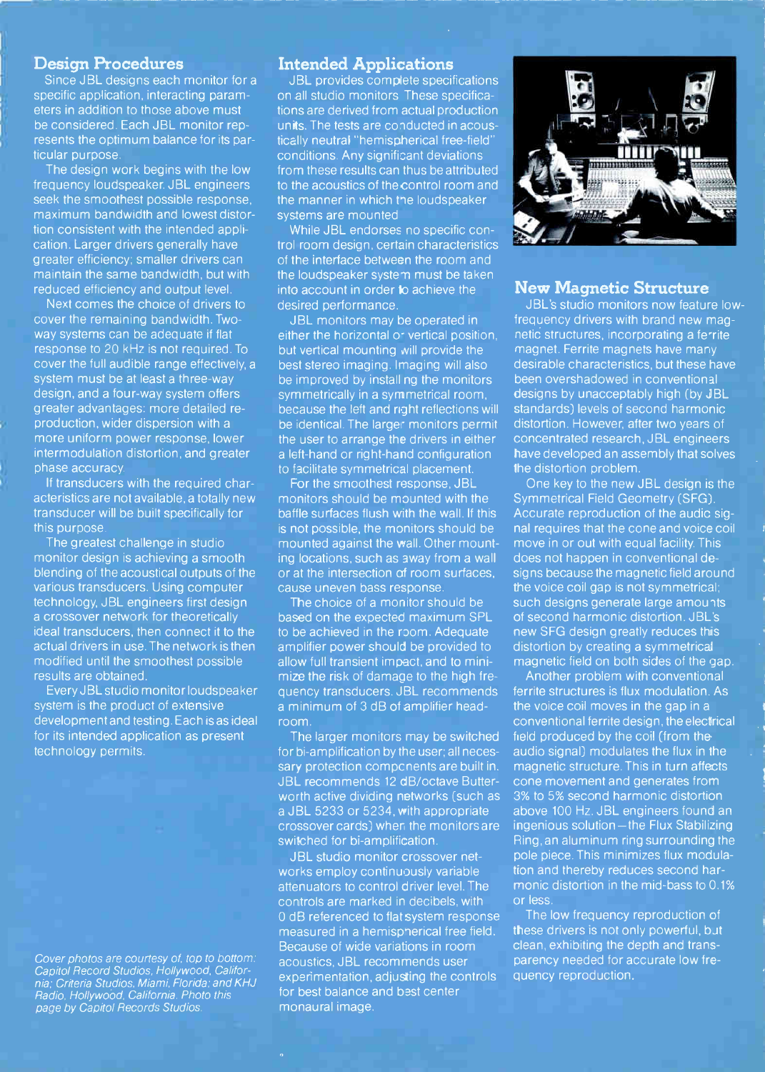## Design Procedures

Since JBL designs each monitor for a specific application, interacting parameters in addition to those above must be considered. Each JBL monitor represents the optimum balance for its particular purpose.

The design work begins with the low frequency loudspeaker. JBL engineers seek the smoothest possible response, maximum bandwidth and lowest distortion consistent with the intended application. Larger drivers generally have greater efficiency; smaller drivers can maintain the same bandwidth, but with reduced efficiency and output level.

Next comes the choice of drivers to cover the remaining bandwidth. Two-way systems can be adequate if flat response to 20 kHz is not required. To cover the full audible range effectively, a system must be at least a three-way design, and a four-way system offers greater advantages: more detailed reproduction, wider dispersion with a more uniform power response, lower intermodulation distortion, and greater phase accuracy.

If transducers with the required characteristics are not available, a totally new transducer will be built specifically for this purpose.

The greatest challenge in studio monitor design is achieving a smooth blending of the acoustical outputs of the various transducers. Using computer technology, JBL engineers first design a crossover network for theoretically ideal transducers, then connect it to the actual drivers in use. The network is then modified until the smoothest possible results are obtained.

Every JBL studio monitor loudspeaker system is the product of extensive development and testing. Each is as ideal for its intended application as present technology permits.

*Cover photos are courtesy of, top to bottom: Capitol Record Studios, Hollywood, California; Criteria Studios, Miami, Florida; and KHJ Radio, Hollywood, California. Photo this page by Capitol Records Studios.*

## Intended Applications

JBL provides complete specifications on all studio monitors. These specifications are derived from actual production units. The tests are conducted in acoustically neutral "hemispherical free-field" conditions. Any significant deviations from these results can thus be attributed to the acoustics of the control room and the manner in which the loudspeaker systems are mounted.

While JBL endorses no specific control room design, certain characteristics of the interface between the room and the loudspeaker system must be taken into account in order to achieve the desired performance.

JBL monitors may be operated in either the horizontal or vertical position, but vertical mounting will provide the best stereo imaging. Imaging will also be improved by installing the monitors symmetrically in a symmetrical room, because the left and right reflections will be identical. The larger monitors permit the user to arrange the drivers in either a left-hand or right-hand configuration to facilitate symmetrical placement.

For the smoothest response, JBL monitors should be mounted with the baffle surfaces flush with the wall. If this is not possible, the monitors should be mounted against the wall. Other mounting locations, such as away from a wall or at the intersection of room surfaces, cause uneven bass response.

The choice of a monitor should be based on the expected maximum SPL to be achieved in the room. Adequate amplifier power should be provided to allow full transient impact, and to minimize the risk of damage to the high frequency transducers. JBL recommends a minimum of 3 dB of amplifier headroom.

The larger monitors may be switched for bi-amplification by the user; all necessary protection components are built in. JBL recommends 12 dB/octave Butterworth active dividing networks (such as a JBL 5233 or 5234, with appropriate crossover cards) when the monitors are switched for bi-amplification.

JBL studio monitor crossover networks employ continuously variable attenuators to control driver level. The controls are marked in decibels, with 0 dB referenced to flat system response measured in a hemispherical free field. Because of wide variations in room acoustics, JBL recommends user experimentation, adjusting the controls for best balance and best center monaural image.

## New Magnetic Structure

JBL's studio monitors now feature low-frequency drivers with brand new magnetic structures, incorporating a ferrite magnet. Ferrite magnets have many desirable characteristics, but these have been overshadowed in conventional designs by unacceptably high (by JBL standards) levels of second harmonic distortion. However, after two years of concentrated research, JBL engineers have developed an assembly that solves the distortion problem.

One key to the new JBL design is the Symmetrical Field Geometry (SFG). Accurate reproduction of the audio signal requires that the cone and voice coil move in or out with equal facility. This does not happen in conventional designs because the magnetic field around the voice coil gap is not symmetrical; such designs generate large amounts of second harmonic distortion. JBL's new SFG design greatly reduces this distortion by creating a symmetrical magnetic field on both sides of the gap.

Another problem with conventional ferrite structures is flux modulation. As the voice coil moves in the gap in a conventional ferrite design, the electrical field produced by the coil (from the audio signal) modulates the flux in the magnetic structure. This in turn affects cone movement and generates from 3% to 5% second harmonic distortion above 100 Hz. JBL engineers found an ingenious solution—the Flux Stabilizing Ring, an aluminum ring surrounding the pole piece. This minimizes flux modulation and thereby reduces second harmonic distortion in the mid-bass to 0.1% or less.

The low frequency reproduction of these drivers is not only powerful, but clean, exhibiting the depth and transparency needed for accurate low frequency reproduction.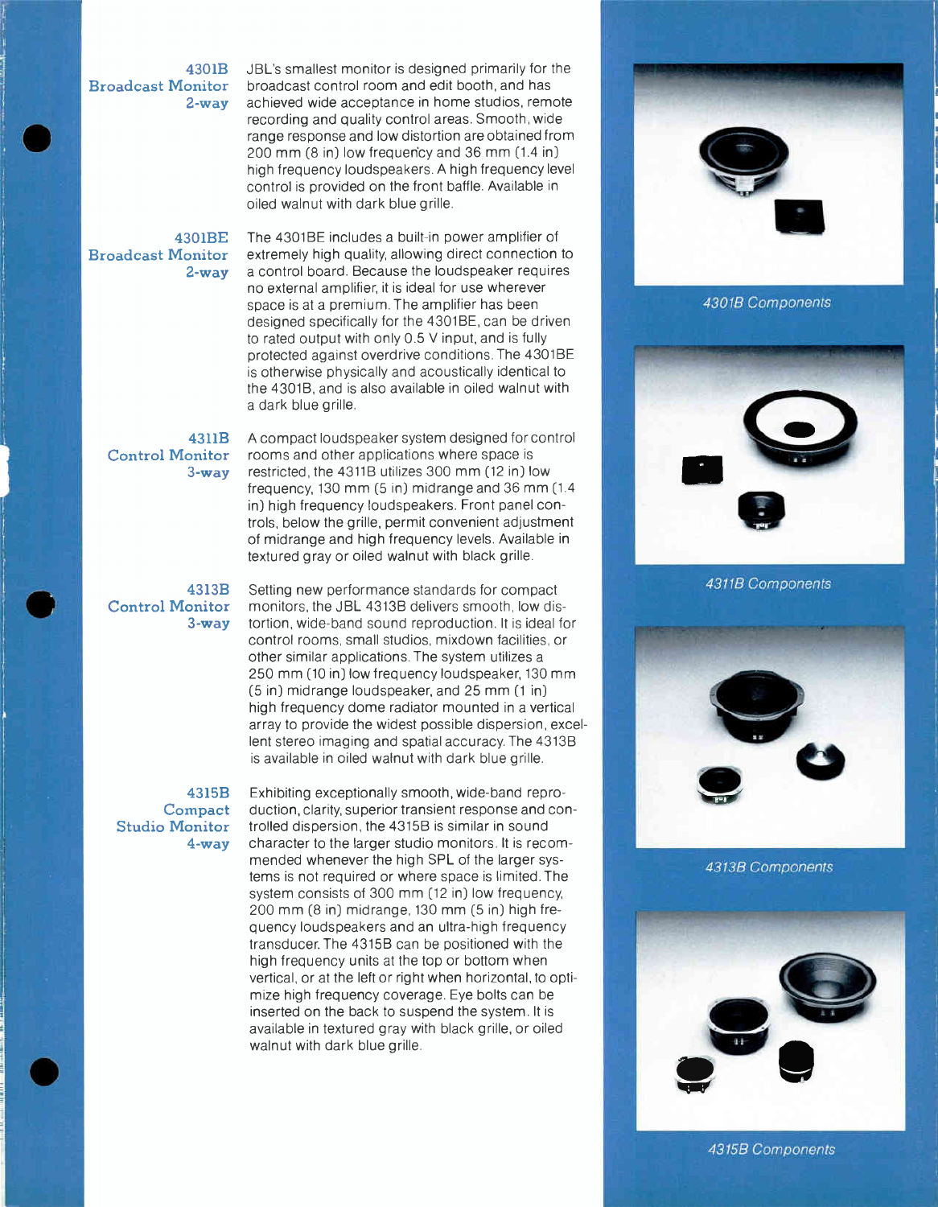## 4301B Broadcast Monitor 2-way

JBL's smallest monitor is designed primarily for the broadcast control room and edit booth, and has achieved wide acceptance in home studios, remote recording and quality control areas. Smooth, wide range response and low distortion are obtained from 200 mm (8 in) low frequency and 36 mm (1.4 in) high frequency loudspeakers. A high frequency level control is provided on the front baffle. Available in oiled walnut with dark blue grille.

## 4301BE Broadcast Monitor 2-way

The 4301BE includes a built-in power amplifier of extremely high quality, allowing direct connection to a control board. Because the loudspeaker requires no external amplifier, it is ideal for use wherever space is at a premium. The amplifier has been designed specifically for the 4301BE, can be driven to rated output with only 0.5 V input, and is fully protected against overdrive conditions. The 4301BE is otherwise physically and acoustically identical to the 4301B, and is also available in oiled walnut with a dark blue grille.

## 4311B Control Monitor 3-way

A compact loudspeaker system designed for control rooms and other applications where space is restricted, the 4311B utilizes 300 mm (12 in) low frequency, 130 mm (5 in) midrange and 36 mm (1.4 in) high frequency loudspeakers. Front panel controls, below the grille, permit convenient adjustment of midrange and high frequency levels. Available in textured gray or oiled walnut with black grille.

## 4313B Control Monitor 3-way

Setting new performance standards for compact monitors, the JBL 4313B delivers smooth, low distortion, wide-band sound reproduction. It is ideal for control rooms, small studios, mixdown facilities, or other similar applications. The system utilizes a 250 mm (10 in) low frequency loudspeaker, 130 mm (5 in) midrange loudspeaker, and 25 mm (1 in) high frequency dome radiator mounted in a vertical array to provide the widest possible dispersion, excellent stereo imaging and spatial accuracy. The 4313B is available in oiled walnut with dark blue grille.

## 4315B Compact Studio Monitor 4-way

Exhibiting exceptionally smooth, wide-band reproduction, clarity, superior transient response and controlled dispersion, the 4315B is similar in sound character to the larger studio monitors. It is recommended whenever the high SPL of the larger systems is not required or where space is limited. The system consists of 300 mm (12 in) low frequency, 200 mm (8 in) midrange, 130 mm (5 in) high frequency loudspeakers and an ultra-high frequency transducer. The 4315B can be positioned with the high frequency units at the top or bottom when vertical, or at the left or right when horizontal, to optimize high frequency coverage. Eye bolts can be inserted on the back to suspend the system. It is available in textured gray with black grille, or oiled walnut with dark blue grille.

*4301B Components*

*4311B Components*

*4313B Components*

*4315B Components*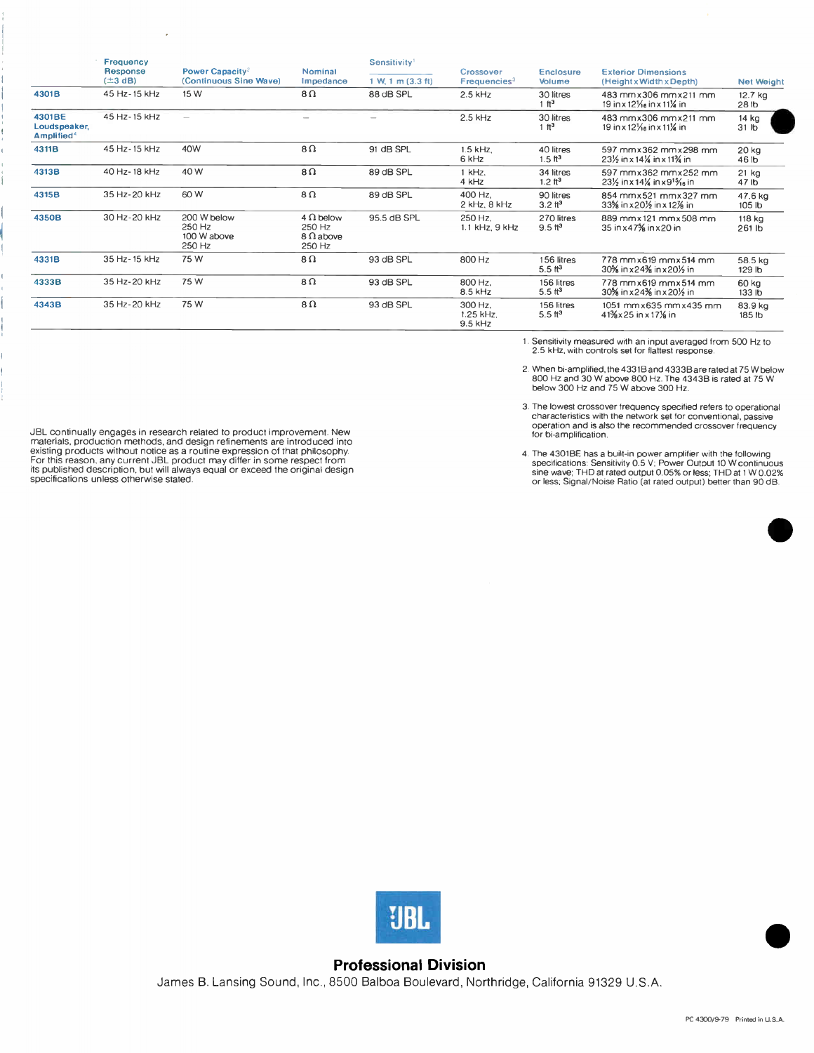| | Frequency Response (±3 dB) | Power Capacity[2] (Continuous Sine Wave) | Nominal Impedance | Sensitivity[1] 1 W, 1 m (3.3 ft) | Crossover Frequencies[3] | Enclosure Volume | Exterior Dimensions (Height x Width x Depth) | Net Weight |
|---|---|---|---|---|---|---|---|---|
| **4301B** | 45 Hz-15 kHz | 15 W | 8 Ω | 88 dB SPL | 2.5 kHz | 30 litres 1 ft³ | 483 mm x 306 mm x 211 mm 19 in x 12¹/₁₆ in x 11¼ in | 12.7 kg 28 lb |
| **4301BE Loudspeaker, Amplified[4]** | 45 Hz-15 kHz | — | — | — | 2.5 kHz | 30 litres 1 ft³ | 483 mm x 306 mm x 211 mm 19 in x 12¹/₁₆ in x 11¼ in | 14 kg 31 lb |
| **4311B** | 45 Hz-15 kHz | 40W | 8 Ω | 91 dB SPL | 1.5 kHz, 6 kHz | 40 litres 1.5 ft³ | 597 mm x 362 mm x 298 mm 23½ in x 14¼ in x 11¾ in | 20 kg 46 lb |
| **4313B** | 40 Hz-18 kHz | 40 W | 8 Ω | 89 dB SPL | 1 kHz, 4 kHz | 34 litres 1.2 ft³ | 597 mm x 362 mm x 252 mm 23½ in x 14¼ in x 9¹⁵/₁₆ in | 21 kg 47 lb |
| **4315B** | 35 Hz-20 kHz | 60 W | 8 Ω | 89 dB SPL | 400 Hz, 2 kHz, 8 kHz | 90 litres 3.2 ft³ | 854 mm x 521 mm x 327 mm 33⅝ in x 20½ in x 12⅞ in | 47.6 kg 105 lb |
| **4350B** | 30 Hz-20 kHz | 200 W below 250 Hz 100 W above 250 Hz | 4 Ω below 250 Hz 8 Ω above 250 Hz | 95.5 dB SPL | 250 Hz, 1.1 kHz, 9 kHz | 270 litres 9.5 ft³ | 889 mm x 121 mm x 508 mm 35 in x 47⅝ in x 20 in | 118 kg 261 lb |
| **4331B** | 35 Hz-15 kHz | 75 W | 8 Ω | 93 dB SPL | 800 Hz | 156 litres 5.5 ft³ | 778 mm x 619 mm x 514 mm 30⅝ in x 24⅜ in x 20½ in | 58.5 kg 129 lb |
| **4333B** | 35 Hz-20 kHz | 75 W | 8 Ω | 93 dB SPL | 800 Hz, 8.5 kHz | 156 litres 5.5 ft³ | 778 mm x 619 mm x 514 mm 30⅝ in x 24⅜ in x 20½ in | 60 kg 133 lb |
| **4343B** | 35 Hz-20 kHz | 75 W | 8 Ω | 93 dB SPL | 300 Hz, 1.25 kHz, 9.5 kHz | 156 litres 5.5 ft³ | 1051 mm x 635 mm x 435 mm 41⅜ x 25 in x 17⅛ in | 83.9 kg 185 lb |

1. Sensitivity measured with an input averaged from 500 Hz to 2.5 kHz, with controls set for flattest response.

2. When bi-amplified, the 4331B and 4333B are rated at 75 W below 800 Hz and 30 W above 800 Hz. The 4343B is rated at 75 W below 300 Hz and 75 W above 300 Hz.

3. The lowest crossover frequency specified refers to operational characteristics with the network set for conventional, passive operation and is also the recommended crossover frequency for bi-amplification.

4. The 4301BE has a built-in power amplifier with the following specifications: Sensitivity 0.5 V; Power Output 10 W continuous sine wave; THD at rated output 0.05% or less; THD at 1 W 0.02% or less; Signal/Noise Ratio (at rated output) better than 90 dB.

JBL continually engages in research related to product improvement. New materials, production methods, and design refinements are introduced into existing products without notice as a routine expression of that philosophy. For this reason, any current JBL product may differ in some respect from its published description, but will always equal or exceed the original design specifications unless otherwise stated.

JBL

**Professional Division**

James B. Lansing Sound, Inc., 8500 Balboa Boulevard, Northridge, California 91329 U.S.A.

PC 4300/9-79 Printed in U.S.A.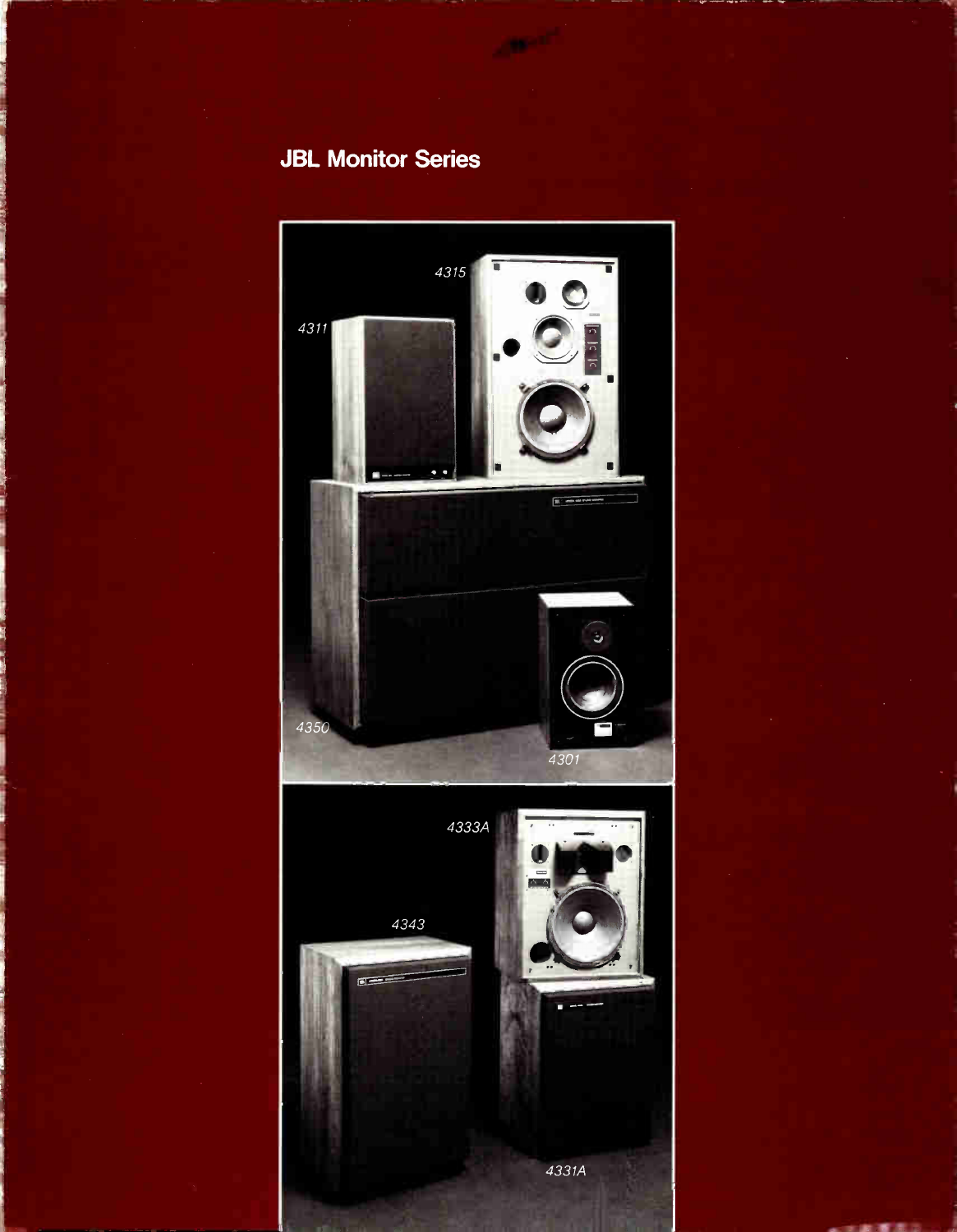## JBL Monitor Series

4315

4311

4350

4301

4333A

4343

4331A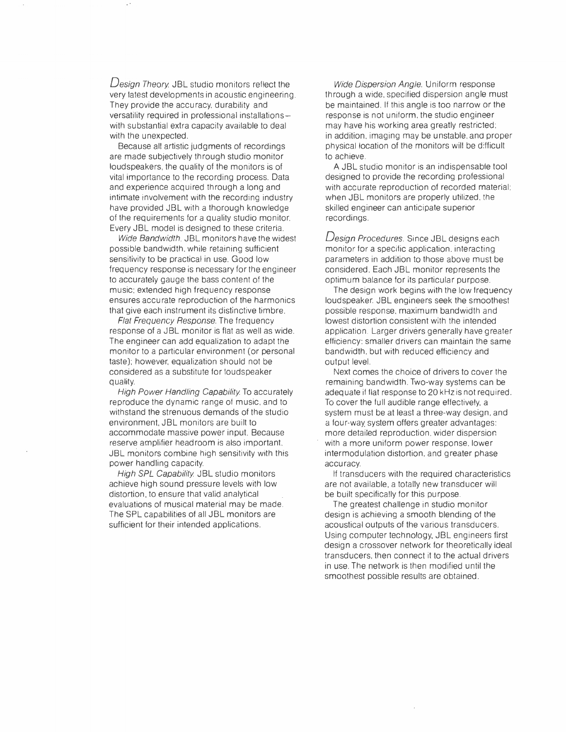*Design Theory.* JBL studio monitors reflect the very latest developments in acoustic engineering. They provide the accuracy, durability and versatility required in professional installations—with substantial extra capacity available to deal with the unexpected.

Because all artistic judgments of recordings are made subjectively through studio monitor loudspeakers, the quality of the monitors is of vital importance to the recording process. Data and experience acquired through a long and intimate involvement with the recording industry have provided JBL with a thorough knowledge of the requirements for a quality studio monitor. Every JBL model is designed to these criteria.

*Wide Bandwidth.* JBL monitors have the widest possible bandwidth, while retaining sufficient sensitivity to be practical in use. Good low frequency response is necessary for the engineer to accurately gauge the bass content of the music; extended high frequency response ensures accurate reproduction of the harmonics that give each instrument its distinctive timbre.

*Flat Frequency Response.* The frequency response of a JBL monitor is flat as well as wide. The engineer can add equalization to adapt the monitor to a particular environment (or personal taste); however, equalization should not be considered as a substitute for loudspeaker quality.

*High Power Handling Capability.* To accurately reproduce the dynamic range of music, and to withstand the strenuous demands of the studio environment, JBL monitors are built to accommodate massive power input. Because reserve amplifier headroom is also important, JBL monitors combine high sensitivity with this power handling capacity.

*High SPL Capability.* JBL studio monitors achieve high sound pressure levels with low distortion, to ensure that valid analytical evaluations of musical material may be made. The SPL capabilities of all JBL monitors are sufficient for their intended applications.

*Wide Dispersion Angle.* Uniform response through a wide, specified dispersion angle must be maintained. If this angle is too narrow or the response is not uniform, the studio engineer may have his working area greatly restricted; in addition, imaging may be unstable, and proper physical location of the monitors will be difficult to achieve.

A JBL studio monitor is an indispensable tool designed to provide the recording professional with accurate reproduction of recorded material; when JBL monitors are properly utilized, the skilled engineer can anticipate superior recordings.

*Design Procedures.* Since JBL designs each monitor for a specific application, interacting parameters in addition to those above must be considered. Each JBL monitor represents the optimum balance for its particular purpose.

The design work begins with the low frequency loudspeaker. JBL engineers seek the smoothest possible response, maximum bandwidth and lowest distortion consistent with the intended application. Larger drivers generally have greater efficiency; smaller drivers can maintain the same bandwidth, but with reduced efficiency and output level.

Next comes the choice of drivers to cover the remaining bandwidth. Two-way systems can be adequate if flat response to 20 kHz is not required. To cover the full audible range effectively, a system must be at least a three-way design, and a four-way system offers greater advantages: more detailed reproduction, wider dispersion with a more uniform power response, lower intermodulation distortion, and greater phase accuracy.

If transducers with the required characteristics are not available, a totally new transducer will be built specifically for this purpose.

The greatest challenge in studio monitor design is achieving a smooth blending of the acoustical outputs of the various transducers. Using computer technology, JBL engineers first design a crossover network for theoretically ideal transducers, then connect it to the actual drivers in use. The network is then modified until the smoothest possible results are obtained.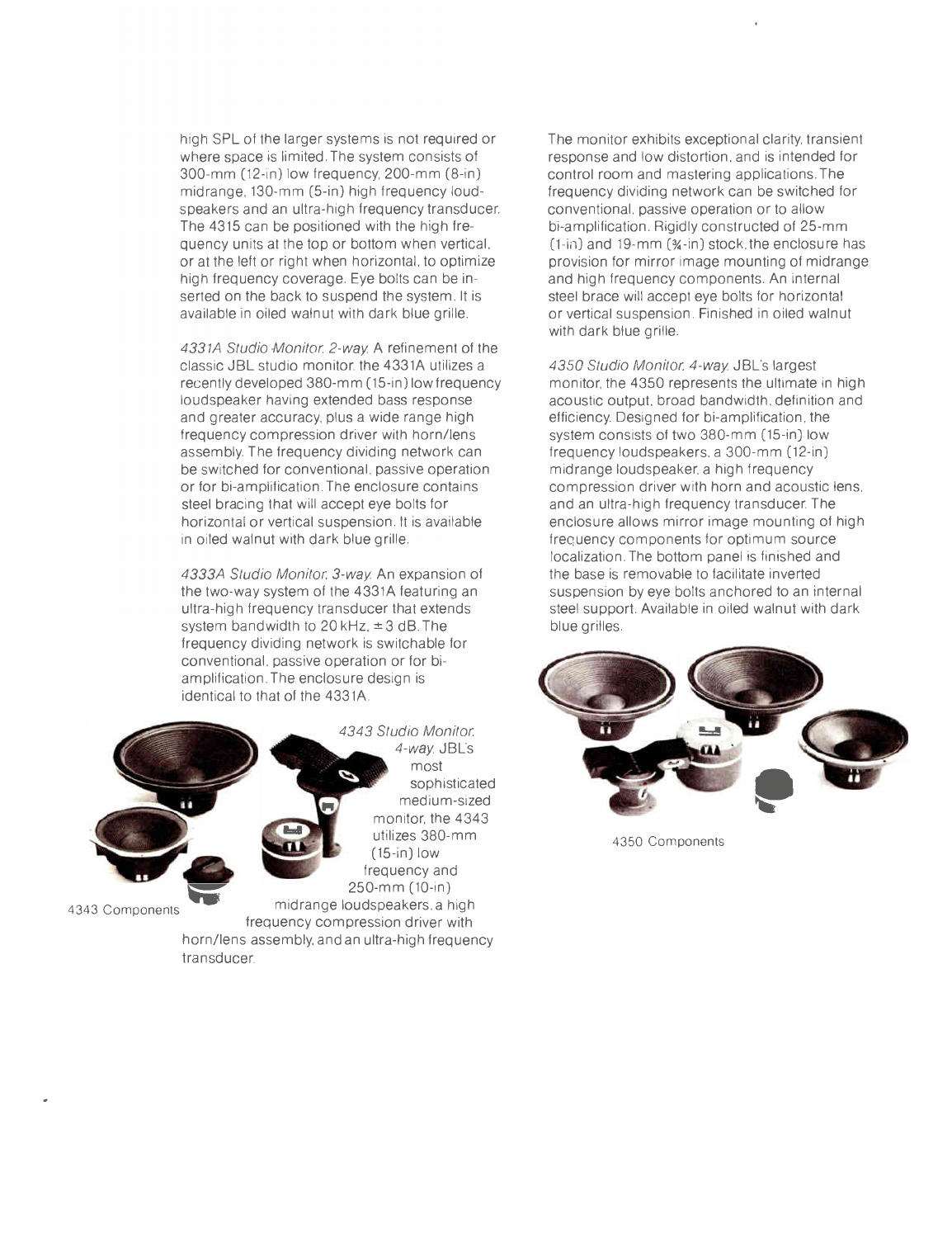high SPL of the larger systems is not required or where space is limited. The system consists of 300-mm (12-in) low frequency, 200-mm (8-in) midrange, 130-mm (5-in) high frequency loudspeakers and an ultra-high frequency transducer. The 4315 can be positioned with the high frequency units at the top or bottom when vertical, or at the left or right when horizontal, to optimize high frequency coverage. Eye bolts can be inserted on the back to suspend the system. It is available in oiled walnut with dark blue grille.

*4331A Studio Monitor, 2-way.* A refinement of the classic JBL studio monitor, the 4331A utilizes a recently developed 380-mm (15-in) low frequency loudspeaker having extended bass response and greater accuracy, plus a wide range high frequency compression driver with horn/lens assembly. The frequency dividing network can be switched for conventional, passive operation or for bi-amplification. The enclosure contains steel bracing that will accept eye bolts for horizontal or vertical suspension. It is available in oiled walnut with dark blue grille.

*4333A Studio Monitor, 3-way.* An expansion of the two-way system of the 4331A featuring an ultra-high frequency transducer that extends system bandwidth to 20 kHz, ± 3 dB. The frequency dividing network is switchable for conventional, passive operation or for bi-amplification. The enclosure design is identical to that of the 4331A.

*4343 Studio Monitor, 4-way.* JBL's most sophisticated medium-sized monitor, the 4343 utilizes 380-mm (15-in) low frequency and 250-mm (10-in) midrange loudspeakers, a high frequency compression driver with horn/lens assembly, and an ultra-high frequency transducer. The monitor exhibits exceptional clarity, transient response and low distortion, and is intended for control room and mastering applications. The frequency dividing network can be switched for conventional, passive operation or to allow bi-amplification. Rigidly constructed of 25-mm (1-in) and 19-mm (¾-in) stock, the enclosure has provision for mirror image mounting of midrange and high frequency components. An internal steel brace will accept eye bolts for horizontal or vertical suspension. Finished in oiled walnut with dark blue grille.

4343 Components

*4350 Studio Monitor, 4-way.* JBL's largest monitor, the 4350 represents the ultimate in high acoustic output, broad bandwidth, definition and efficiency. Designed for bi-amplification, the system consists of two 380-mm (15-in) low frequency loudspeakers, a 300-mm (12-in) midrange loudspeaker, a high frequency compression driver with horn and acoustic lens, and an ultra-high frequency transducer. The enclosure allows mirror image mounting of high frequency components for optimum source localization. The bottom panel is finished and the base is removable to facilitate inverted suspension by eye bolts anchored to an internal steel support. Available in oiled walnut with dark blue grilles.

4350 Components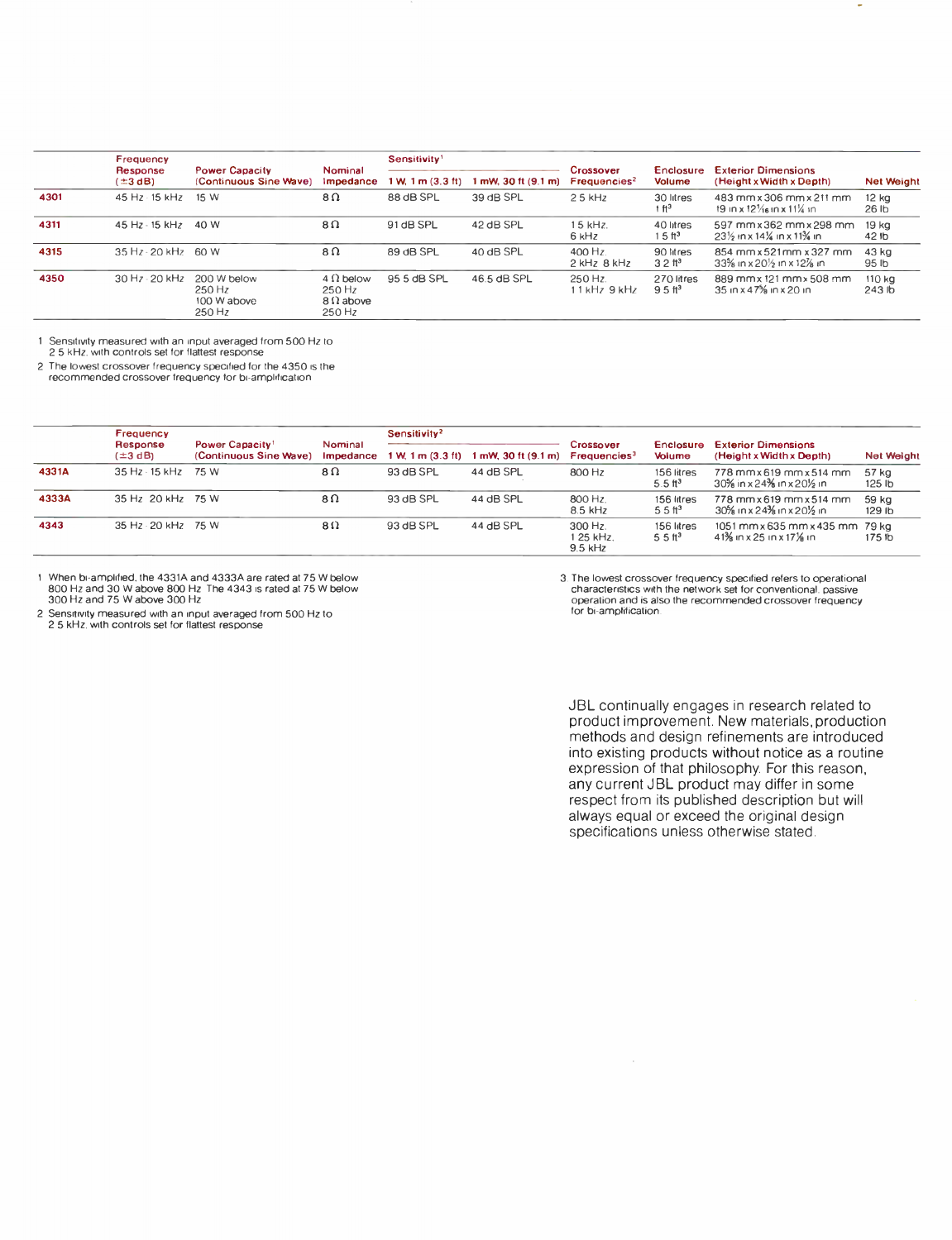| | Frequency Response (±3 dB) | Power Capacity (Continuous Sine Wave) | Nominal Impedance | Sensitivity[1] 1 W, 1 m (3.3 ft) | Sensitivity[1] 1 mW, 30 ft (9.1 m) | Crossover Frequencies[2] | Enclosure Volume | Exterior Dimensions (Height x Width x Depth) | Net Weight |
|---|---|---|---|---|---|---|---|---|---|
| **4301** | 45 Hz - 15 kHz | 15 W | 8 Ω | 88 dB SPL | 39 dB SPL | 2.5 kHz | 30 litres 1 ft³ | 483 mm x 306 mm x 211 mm 19 in x 12¹¹⁄₁₆ in x 11¼ in | 12 kg 26 lb |
| **4311** | 45 Hz - 15 kHz | 40 W | 8 Ω | 91 dB SPL | 42 dB SPL | 1.5 kHz, 6 kHz | 40 litres 1.5 ft³ | 597 mm x 362 mm x 298 mm 23½ in x 14¼ in x 11¾ in | 19 kg 42 lb |
| **4315** | 35 Hz - 20 kHz | 60 W | 8 Ω | 89 dB SPL | 40 dB SPL | 400 Hz, 2 kHz, 8 kHz | 90 litres 3.2 ft³ | 854 mm x 521 mm x 327 mm 33⅝ in x 20½ in x 12⅞ in | 43 kg 95 lb |
| **4350** | 30 Hz - 20 kHz | 200 W below 250 Hz 100 W above 250 Hz | 4 Ω below 250 Hz 8 Ω above 250 Hz | 95.5 dB SPL | 46.5 dB SPL | 250 Hz, 1.1 kHz, 9 kHz | 270 litres 9.5 ft³ | 889 mm x 121 mm x 508 mm 35 in x 47⅝ in x 20 in | 110 kg 243 lb |

1. Sensitivity measured with an input averaged from 500 Hz to 2.5 kHz, with controls set for flattest response.
2. The lowest crossover frequency specified for the 4350 is the recommended crossover frequency for bi-amplification.

| | Frequency Response (±3 dB) | Power Capacity[1] (Continuous Sine Wave) | Nominal Impedance | Sensitivity[2] 1 W, 1 m (3.3 ft) | Sensitivity[2] 1 mW, 30 ft (9.1 m) | Crossover Frequencies[3] | Enclosure Volume | Exterior Dimensions (Height x Width x Depth) | Net Weight |
|---|---|---|---|---|---|---|---|---|---|
| **4331A** | 35 Hz - 15 kHz | 75 W | 8 Ω | 93 dB SPL | 44 dB SPL | 800 Hz | 156 litres 5.5 ft³ | 778 mm x 619 mm x 514 mm 30⅝ in x 24⅜ in x 20¼ in | 57 kg 125 lb |
| **4333A** | 35 Hz - 20 kHz | 75 W | 8 Ω | 93 dB SPL | 44 dB SPL | 800 Hz, 8.5 kHz | 156 litres 5.5 ft³ | 778 mm x 619 mm x 514 mm 30⅝ in x 24⅜ in x 20¼ in | 59 kg 129 lb |
| **4343** | 35 Hz - 20 kHz | 75 W | 8 Ω | 93 dB SPL | 44 dB SPL | 300 Hz, 1.25 kHz, 9.5 kHz | 156 litres 5.5 ft³ | 1051 mm x 635 mm x 435 mm 41⅜ in x 25 in x 17⅛ in | 79 kg 175 lb |

1. When bi-amplified, the 4331A and 4333A are rated at 75 W below 800 Hz and 30 W above 800 Hz. The 4343 is rated at 75 W below 300 Hz and 75 W above 300 Hz.
2. Sensitivity measured with an input averaged from 500 Hz to 2.5 kHz, with controls set for flattest response.
3. The lowest crossover frequency specified refers to operational characteristics with the network set for conventional, passive operation and is also the recommended crossover frequency for bi-amplification.

JBL continually engages in research related to product improvement. New materials, production methods and design refinements are introduced into existing products without notice as a routine expression of that philosophy. For this reason, any current JBL product may differ in some respect from its published description but will always equal or exceed the original design specifications unless otherwise stated.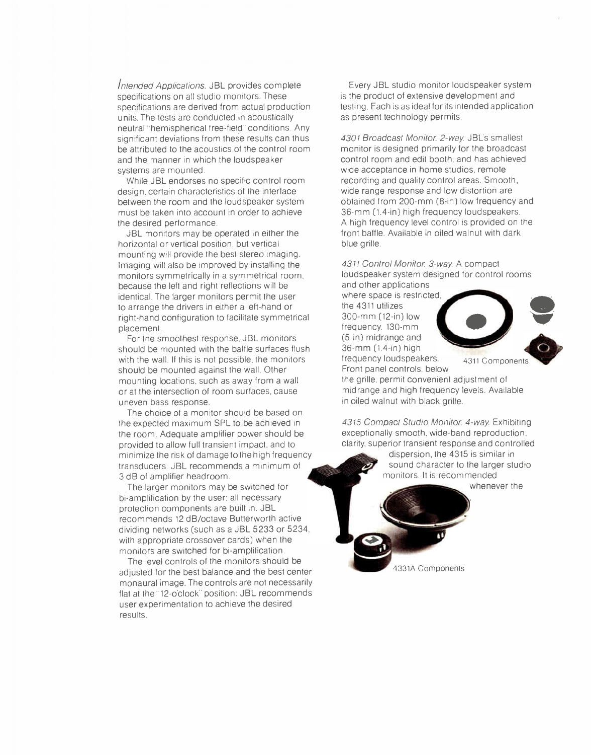*Intended Applications.* JBL provides complete specifications on all studio monitors. These specifications are derived from actual production units. The tests are conducted in acoustically neutral "hemispherical free-field" conditions. Any significant deviations from these results can thus be attributed to the acoustics of the control room and the manner in which the loudspeaker systems are mounted.

While JBL endorses no specific control room design, certain characteristics of the interface between the room and the loudspeaker system must be taken into account in order to achieve the desired performance.

JBL monitors may be operated in either the horizontal or vertical position, but vertical mounting will provide the best stereo imaging. Imaging will also be improved by installing the monitors symmetrically in a symmetrical room, because the left and right reflections will be identical. The larger monitors permit the user to arrange the drivers in either a left-hand or right-hand configuration to facilitate symmetrical placement.

For the smoothest response, JBL monitors should be mounted with the baffle surfaces flush with the wall. If this is not possible, the monitors should be mounted against the wall. Other mounting locations, such as away from a wall or at the intersection of room surfaces, cause uneven bass response.

The choice of a monitor should be based on the expected maximum SPL to be achieved in the room. Adequate amplifier power should be provided to allow full transient impact, and to minimize the risk of damage to the high frequency transducers. JBL recommends a minimum of 3 dB of amplifier headroom.

The larger monitors may be switched for bi-amplification by the user; all necessary protection components are built in. JBL recommends 12 dB/octave Butterworth active dividing networks (such as a JBL 5233 or 5234, with appropriate crossover cards) when the monitors are switched for bi-amplification.

The level controls of the monitors should be adjusted for the best balance and the best center monaural image. The controls are not necessarily flat at the "12-o'clock" position: JBL recommends user experimentation to achieve the desired results.

Every JBL studio monitor loudspeaker system is the product of extensive development and testing. Each is as ideal for its intended application as present technology permits.

*4301 Broadcast Monitor. 2-way.* JBL's smallest monitor is designed primarily for the broadcast control room and edit booth, and has achieved wide acceptance in home studios, remote recording and quality control areas. Smooth, wide range response and low distortion are obtained from 200-mm (8-in) low frequency and 36-mm (1.4-in) high frequency loudspeakers. A high frequency level control is provided on the front baffle. Available in oiled walnut with dark blue grille.

*4311 Control Monitor. 3-way.* A compact loudspeaker system designed for control rooms and other applications where space is restricted, the 4311 utilizes 300-mm (12-in) low frequency, 130-mm (5-in) midrange and 36-mm (1.4-in) high frequency loudspeakers. Front panel controls, below the grille, permit convenient adjustment of midrange and high frequency levels. Available in oiled walnut with black grille.

4311 Components

*4315 Compact Studio Monitor. 4-way.* Exhibiting exceptionally smooth, wide-band reproduction, clarity, superior transient response and controlled dispersion, the 4315 is similar in sound character to the larger studio monitors. It is recommended whenever the

4331A Components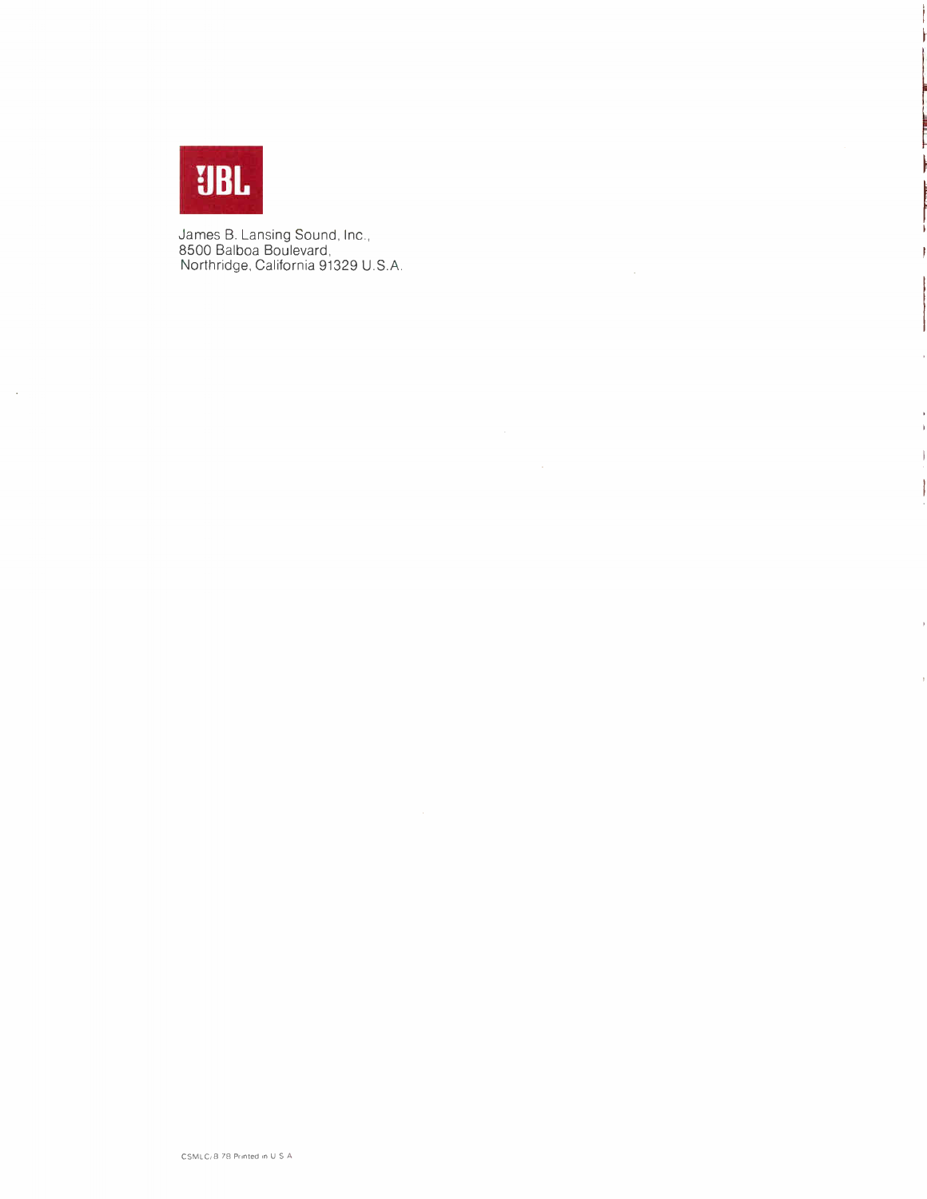JBL

James B. Lansing Sound, Inc.,
8500 Balboa Boulevard,
Northridge, California 91329 U.S.A.

CSMLC/B 78 Printed in U.S.A.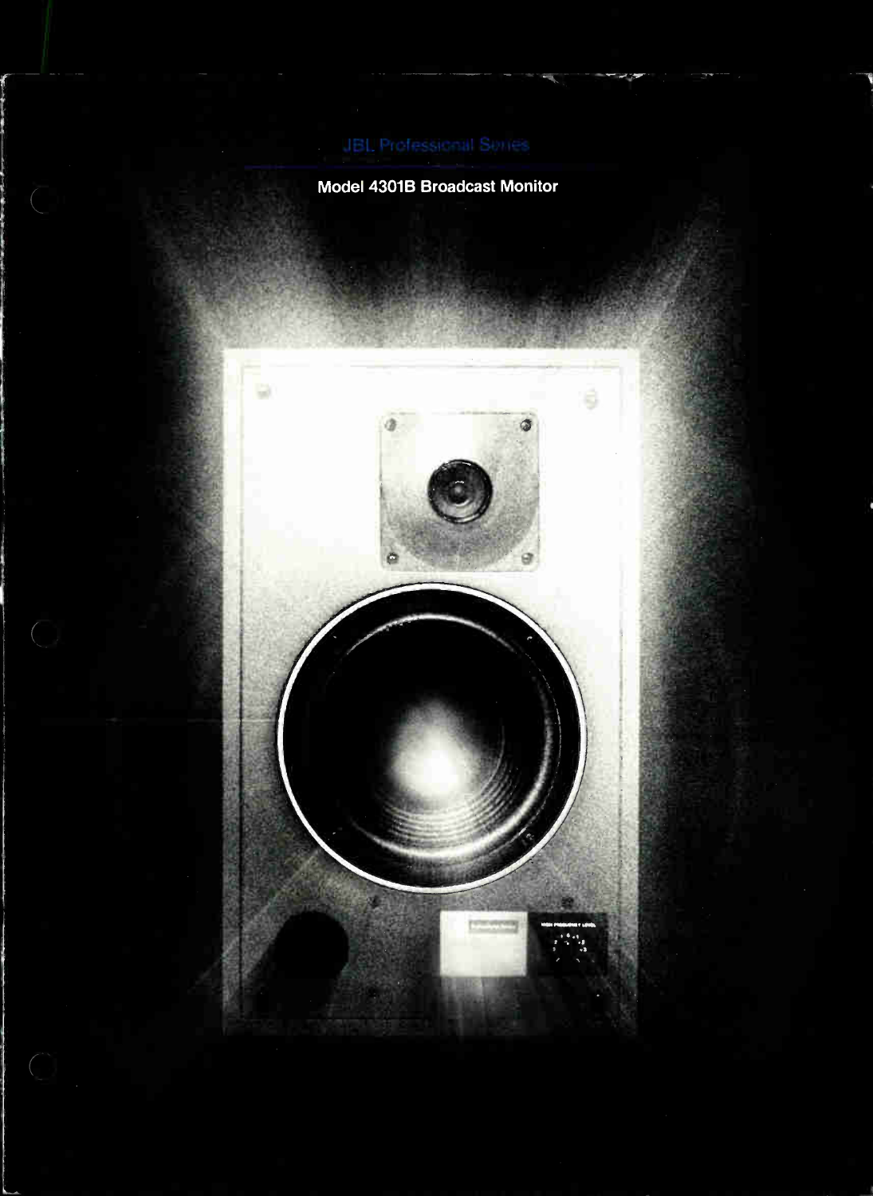JBL Professional Series

# Model 4301B Broadcast Monitor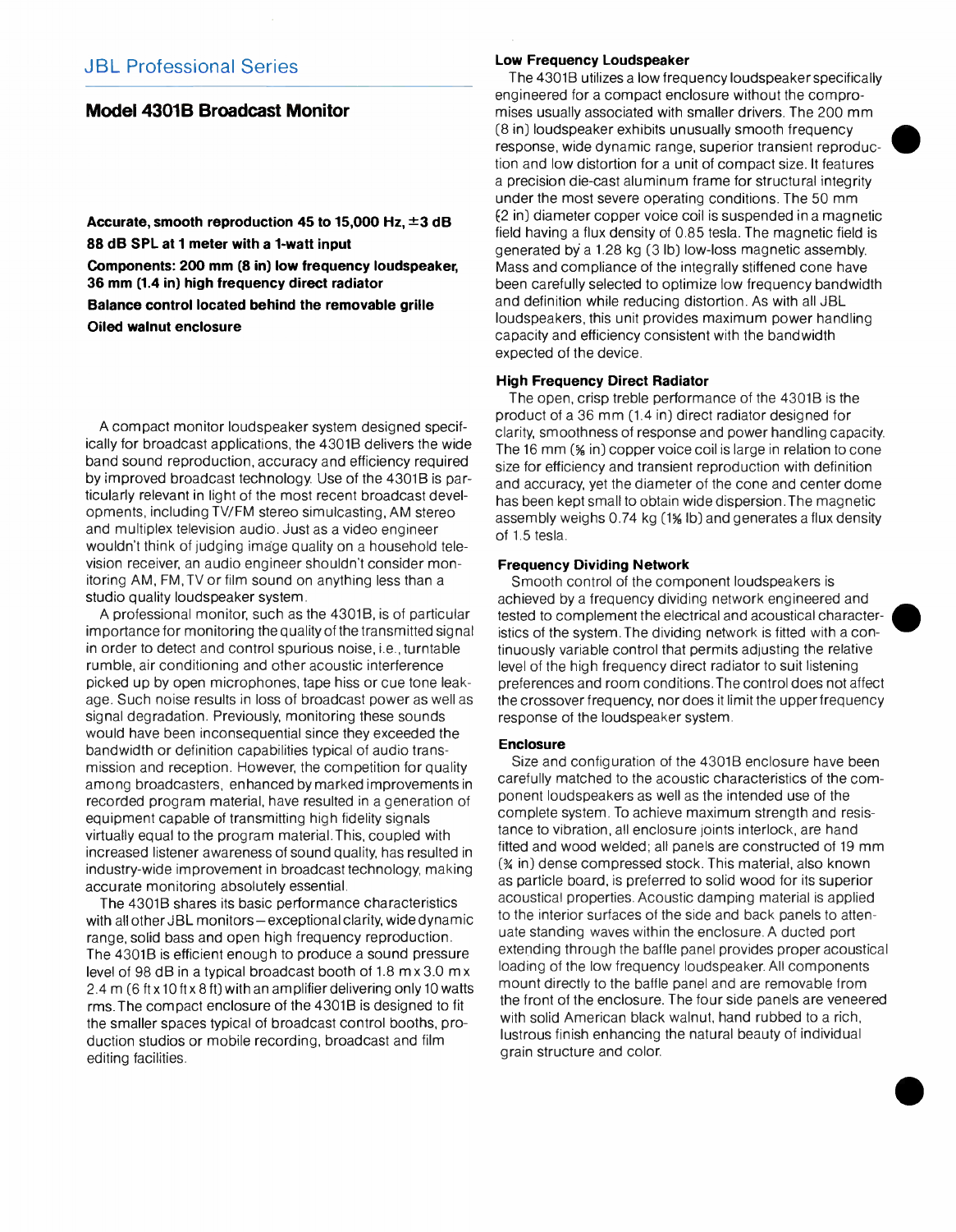# JBL Professional Series

## Model 4301B Broadcast Monitor

**Accurate, smooth reproduction 45 to 15,000 Hz, ±3 dB**

**88 dB SPL at 1 meter with a 1-watt input**

**Components: 200 mm (8 in) low frequency loudspeaker, 36 mm (1.4 in) high frequency direct radiator**

**Balance control located behind the removable grille**

**Oiled walnut enclosure**

A compact monitor loudspeaker system designed specifically for broadcast applications, the 4301B delivers the wide band sound reproduction, accuracy and efficiency required by improved broadcast technology. Use of the 4301B is particularly relevant in light of the most recent broadcast developments, including TV/FM stereo simulcasting, AM stereo and multiplex television audio. Just as a video engineer wouldn't think of judging image quality on a household television receiver, an audio engineer shouldn't consider monitoring AM, FM, TV or film sound on anything less than a studio quality loudspeaker system.

A professional monitor, such as the 4301B, is of particular importance for monitoring the quality of the transmitted signal in order to detect and control spurious noise, i.e., turntable rumble, air conditioning and other acoustic interference picked up by open microphones, tape hiss or cue tone leakage. Such noise results in loss of broadcast power as well as signal degradation. Previously, monitoring these sounds would have been inconsequential since they exceeded the bandwidth or definition capabilities typical of audio transmission and reception. However, the competition for quality among broadcasters, enhanced by marked improvements in recorded program material, have resulted in a generation of equipment capable of transmitting high fidelity signals virtually equal to the program material. This, coupled with increased listener awareness of sound quality, has resulted in industry-wide improvement in broadcast technology, making accurate monitoring absolutely essential.

The 4301B shares its basic performance characteristics with all other JBL monitors—exceptional clarity, wide dynamic range, solid bass and open high frequency reproduction. The 4301B is efficient enough to produce a sound pressure level of 98 dB in a typical broadcast booth of 1.8 m x 3.0 m x 2.4 m (6 ft x 10 ft x 8 ft) with an amplifier delivering only 10 watts rms. The compact enclosure of the 4301B is designed to fit the smaller spaces typical of broadcast control booths, production studios or mobile recording, broadcast and film editing facilities.

### Low Frequency Loudspeaker

The 4301B utilizes a low frequency loudspeaker specifically engineered for a compact enclosure without the compromises usually associated with smaller drivers. The 200 mm (8 in) loudspeaker exhibits unusually smooth frequency response, wide dynamic range, superior transient reproduction and low distortion for a unit of compact size. It features a precision die-cast aluminum frame for structural integrity under the most severe operating conditions. The 50 mm (2 in) diameter copper voice coil is suspended in a magnetic field having a flux density of 0.85 tesla. The magnetic field is generated by a 1.28 kg (3 lb) low-loss magnetic assembly. Mass and compliance of the integrally stiffened cone have been carefully selected to optimize low frequency bandwidth and definition while reducing distortion. As with all JBL loudspeakers, this unit provides maximum power handling capacity and efficiency consistent with the bandwidth expected of the device.

### High Frequency Direct Radiator

The open, crisp treble performance of the 4301B is the product of a 36 mm (1.4 in) direct radiator designed for clarity, smoothness of response and power handling capacity. The 16 mm (⅝ in) copper voice coil is large in relation to cone size for efficiency and transient reproduction with definition and accuracy, yet the diameter of the cone and center dome has been kept small to obtain wide dispersion. The magnetic assembly weighs 0.74 kg (1⅝ lb) and generates a flux density of 1.5 tesla.

### Frequency Dividing Network

Smooth control of the component loudspeakers is achieved by a frequency dividing network engineered and tested to complement the electrical and acoustical characteristics of the system. The dividing network is fitted with a continuously variable control that permits adjusting the relative level of the high frequency direct radiator to suit listening preferences and room conditions. The control does not affect the crossover frequency, nor does it limit the upper frequency response of the loudspeaker system.

### Enclosure

Size and configuration of the 4301B enclosure have been carefully matched to the acoustic characteristics of the component loudspeakers as well as the intended use of the complete system. To achieve maximum strength and resistance to vibration, all enclosure joints interlock, are hand fitted and wood welded; all panels are constructed of 19 mm (¾ in) dense compressed stock. This material, also known as particle board, is preferred to solid wood for its superior acoustical properties. Acoustic damping material is applied to the interior surfaces of the side and back panels to attenuate standing waves within the enclosure. A ducted port extending through the baffle panel provides proper acoustical loading of the low frequency loudspeaker. All components mount directly to the baffle panel and are removable from the front of the enclosure. The four side panels are veneered with solid American black walnut, hand rubbed to a rich, lustrous finish enhancing the natural beauty of individual grain structure and color.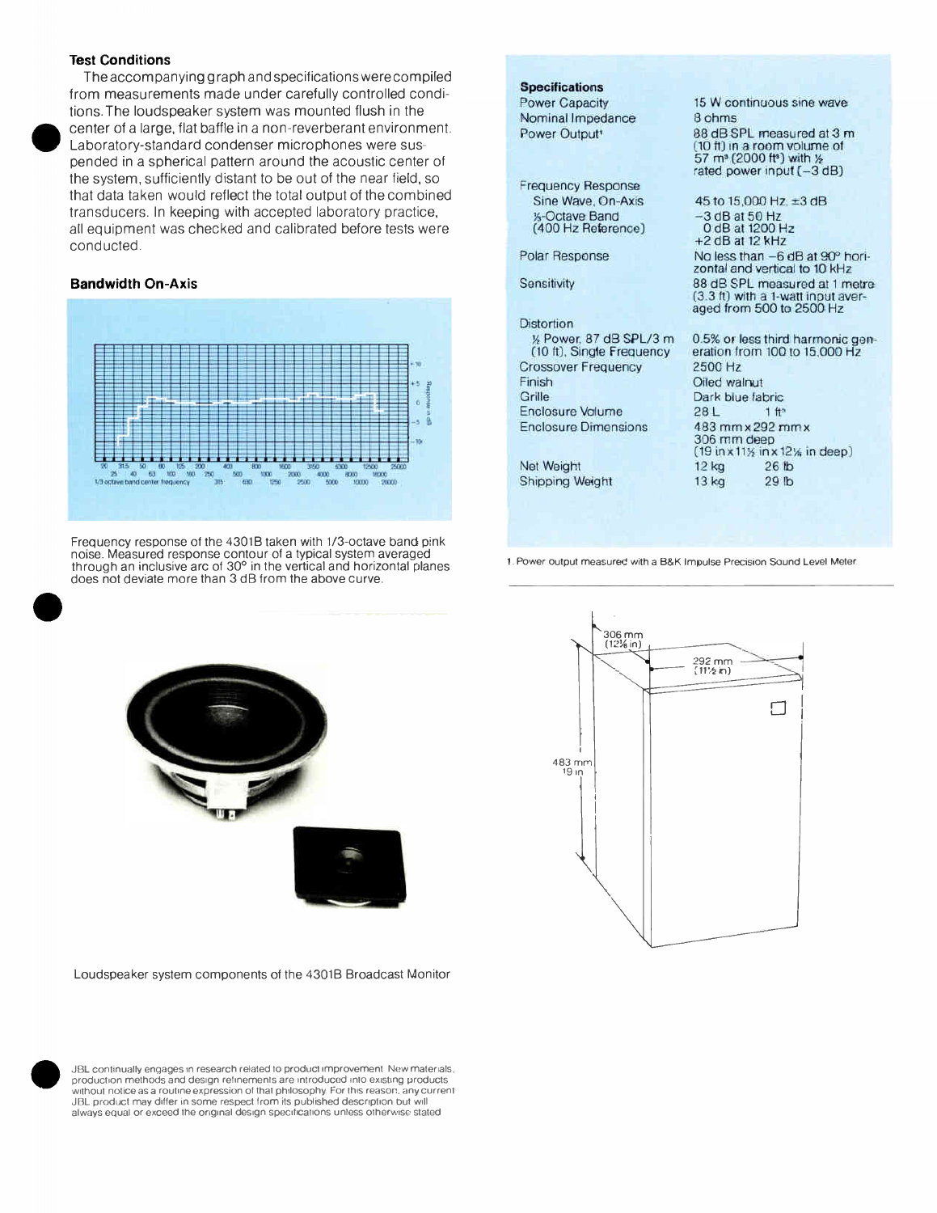### Test Conditions

The accompanying graph and specifications were compiled from measurements made under carefully controlled conditions. The loudspeaker system was mounted flush in the center of a large, flat baffle in a non-reverberant environment. Laboratory-standard condenser microphones were suspended in a spherical pattern around the acoustic center of the system, sufficiently distant to be out of the near field, so that data taken would reflect the total output of the combined transducers. In keeping with accepted laboratory practice, all equipment was checked and calibrated before tests were conducted.

### Bandwidth On-Axis

Frequency response of the 4301B taken with 1/3-octave band pink noise. Measured response contour of a typical system averaged through an inclusive arc of 30° in the vertical and horizontal planes does not deviate more than 3 dB from the above curve.

Loudspeaker system components of the 4301B Broadcast Monitor

JBL continually engages in research related to product improvement. New materials, production methods and design refinements are introduced into existing products without notice as a routine expression of that philosophy. For this reason, any current JBL product may differ in some respect from its published description but will always equal or exceed the original design specifications unless otherwise stated.

### Specifications

| | |
|---|---|
| Power Capacity | 15 W continuous sine wave |
| Nominal Impedance | 8 ohms |
| Power Output[1] | 88 dB SPL measured at 3 m (10 ft) in a room volume of 57 m³ (2000 ft³) with ½ rated power input (−3 dB) |
| Frequency Response | |
| Sine Wave, On-Axis | 45 to 15,000 Hz, ±3 dB |
| ⅓-Octave Band (400 Hz Reference) | −3 dB at 50 Hz<br>0 dB at 1200 Hz<br>+2 dB at 12 kHz |
| Polar Response | No less than −6 dB at 90° horizontal and vertical to 10 kHz |
| Sensitivity | 88 dB SPL measured at 1 metre (3.3 ft) with a 1-watt input averaged from 500 to 2500 Hz |
| Distortion | |
| ½ Power, 87 dB SPL/3 m (10 ft), Single Frequency | 0.5% or less third harmonic generation from 100 to 15,000 Hz |
| Crossover Frequency | 2500 Hz |
| Finish | Oiled walnut |
| Grille | Dark blue fabric |
| Enclosure Volume | 28 L 1 ft³ |
| Enclosure Dimensions | 483 mm x 292 mm x 306 mm deep (19 in x 11½ in x 12⅛ in deep) |
| Net Weight | 12 kg 26 lb |
| Shipping Weight | 13 kg 29 lb |

1. Power output measured with a B&K Impulse Precision Sound Level Meter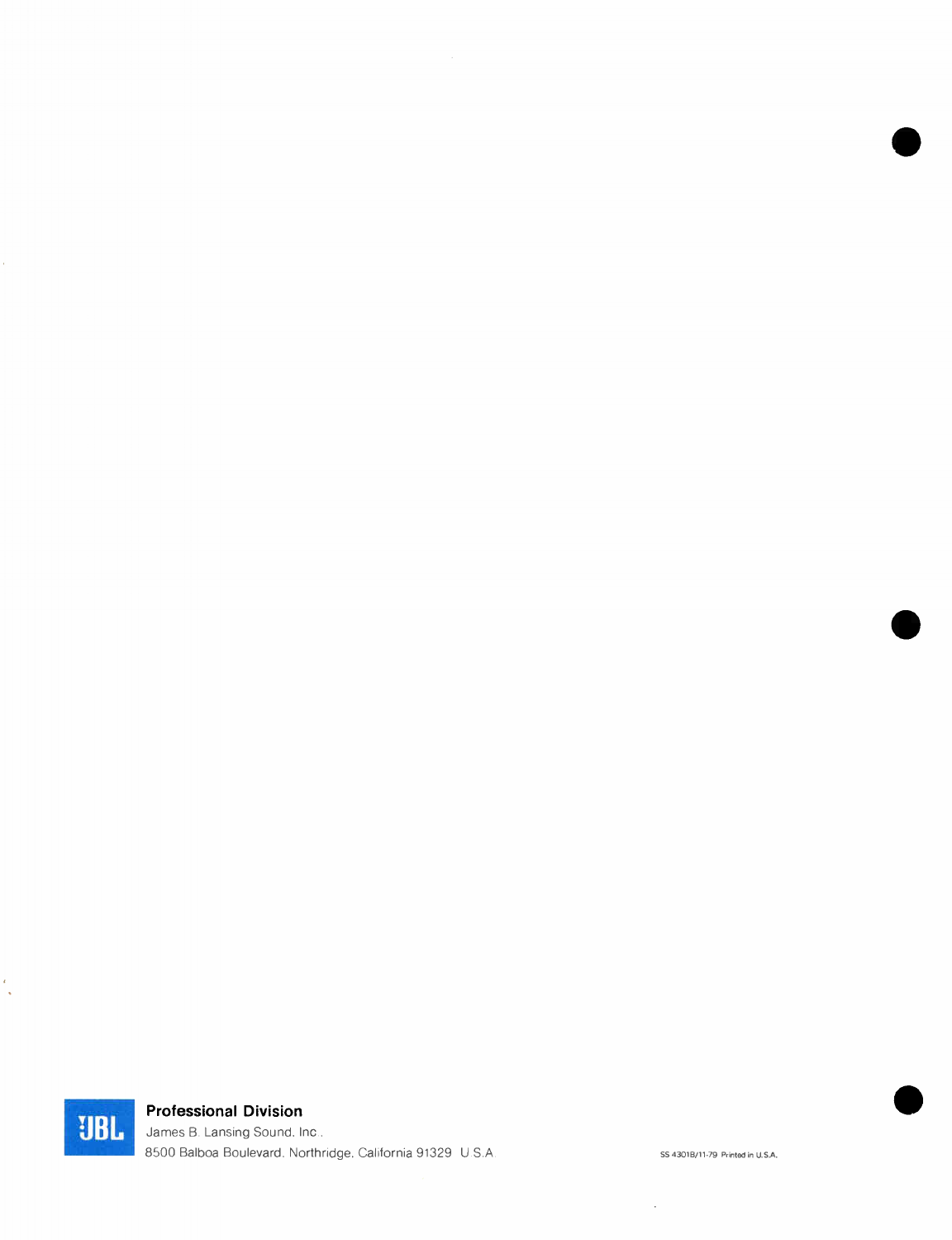JBL

**Professional Division**

James B. Lansing Sound, Inc.

8500 Balboa Boulevard, Northridge, California 91329 U.S.A.

SS 4301B/11-79 Printed in U.S.A.